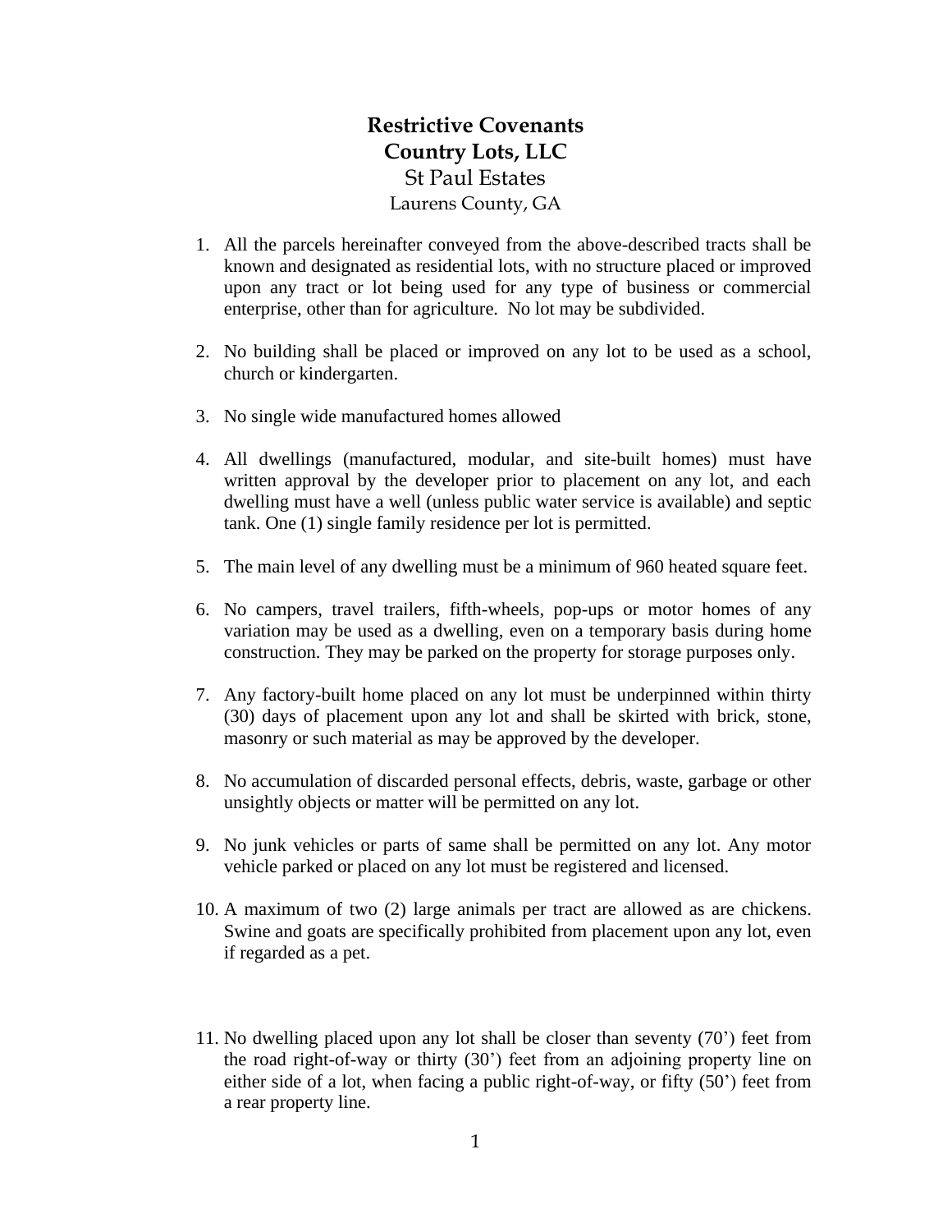# Restrictive Covenants
## Country Lots, LLC
### St Paul Estates
### Laurens County, GA

1. All the parcels hereinafter conveyed from the above-described tracts shall be known and designated as residential lots, with no structure placed or improved upon any tract or lot being used for any type of business or commercial enterprise, other than for agriculture. No lot may be subdivided.

2. No building shall be placed or improved on any lot to be used as a school, church or kindergarten.

3. No single wide manufactured homes allowed

4. All dwellings (manufactured, modular, and site-built homes) must have written approval by the developer prior to placement on any lot, and each dwelling must have a well (unless public water service is available) and septic tank. One (1) single family residence per lot is permitted.

5. The main level of any dwelling must be a minimum of 960 heated square feet.

6. No campers, travel trailers, fifth-wheels, pop-ups or motor homes of any variation may be used as a dwelling, even on a temporary basis during home construction. They may be parked on the property for storage purposes only.

7. Any factory-built home placed on any lot must be underpinned within thirty (30) days of placement upon any lot and shall be skirted with brick, stone, masonry or such material as may be approved by the developer.

8. No accumulation of discarded personal effects, debris, waste, garbage or other unsightly objects or matter will be permitted on any lot.

9. No junk vehicles or parts of same shall be permitted on any lot. Any motor vehicle parked or placed on any lot must be registered and licensed.

10. A maximum of two (2) large animals per tract are allowed as are chickens. Swine and goats are specifically prohibited from placement upon any lot, even if regarded as a pet.

11. No dwelling placed upon any lot shall be closer than seventy (70') feet from the road right-of-way or thirty (30') feet from an adjoining property line on either side of a lot, when facing a public right-of-way, or fifty (50') feet from a rear property line.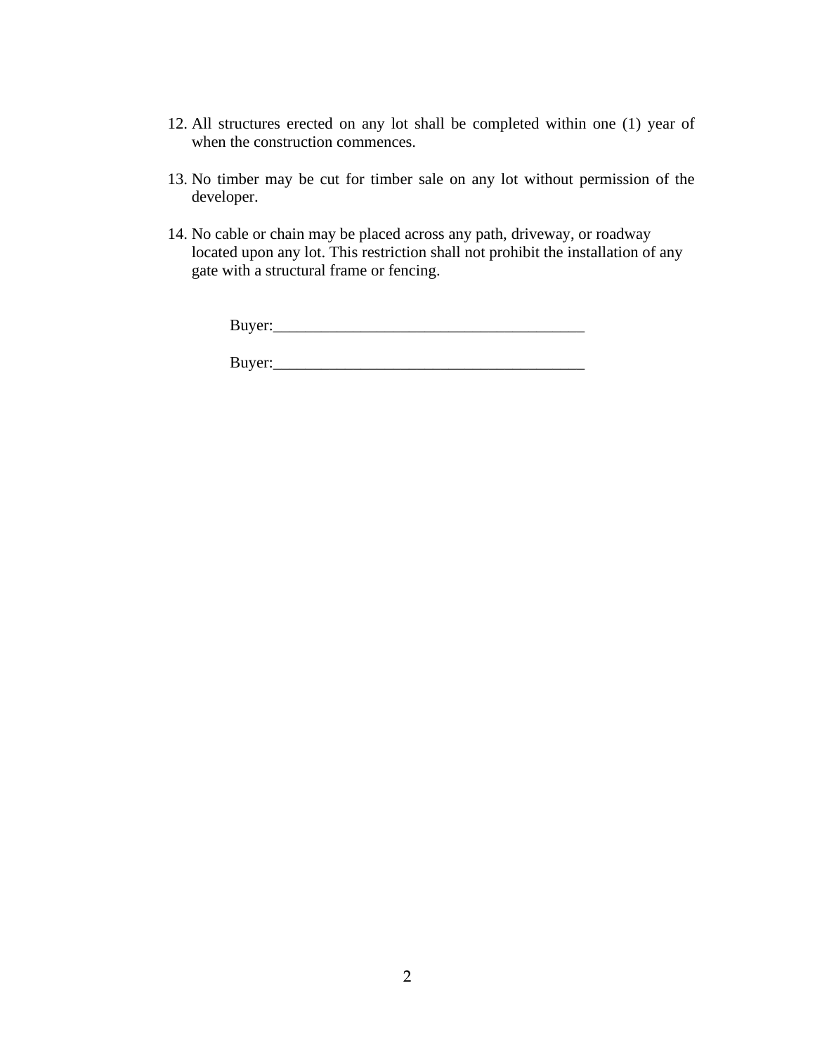12. All structures erected on any lot shall be completed within one (1) year of when the construction commences.

13. No timber may be cut for timber sale on any lot without permission of the developer.

14. No cable or chain may be placed across any path, driveway, or roadway located upon any lot. This restriction shall not prohibit the installation of any gate with a structural frame or fencing.

Buyer:________________________________________

Buyer:________________________________________